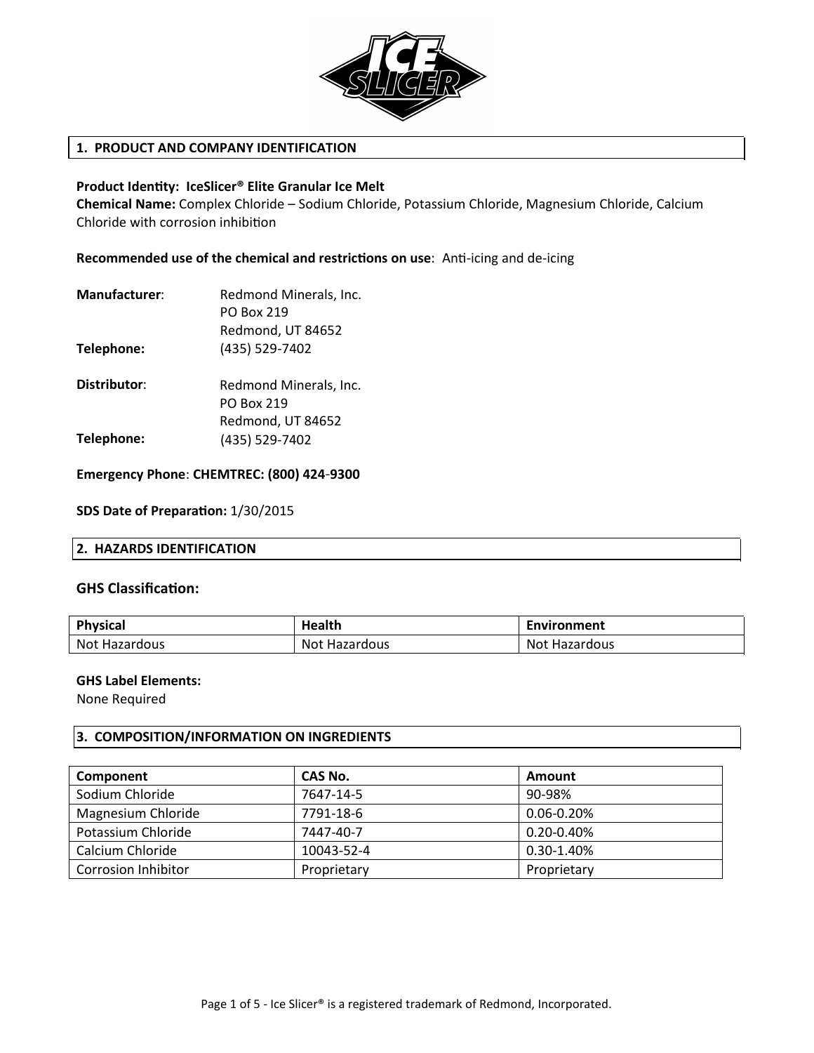## 1. PRODUCT AND COMPANY IDENTIFICATION

**Product Identity: IceSlicer® Elite Granular Ice Melt**
**Chemical Name:** Complex Chloride – Sodium Chloride, Potassium Chloride, Magnesium Chloride, Calcium Chloride with corrosion inhibition

**Recommended use of the chemical and restrictions on use**: Anti-icing and de-icing

**Manufacturer**: Redmond Minerals, Inc.
PO Box 219
Redmond, UT 84652
**Telephone:** (435) 529-7402

**Distributor**: Redmond Minerals, Inc.
PO Box 219
Redmond, UT 84652
**Telephone:** (435) 529-7402

**Emergency Phone**: **CHEMTREC: (800) 424-9300**

**SDS Date of Preparation:** 1/30/2015

## 2. HAZARDS IDENTIFICATION

### GHS Classification:

| Physical | Health | Environment |
| --- | --- | --- |
| Not Hazardous | Not Hazardous | Not Hazardous |

**GHS Label Elements:**
None Required

## 3. COMPOSITION/INFORMATION ON INGREDIENTS

| Component | CAS No. | Amount |
| --- | --- | --- |
| Sodium Chloride | 7647-14-5 | 90-98% |
| Magnesium Chloride | 7791-18-6 | 0.06-0.20% |
| Potassium Chloride | 7447-40-7 | 0.20-0.40% |
| Calcium Chloride | 10043-52-4 | 0.30-1.40% |
| Corrosion Inhibitor | Proprietary | Proprietary |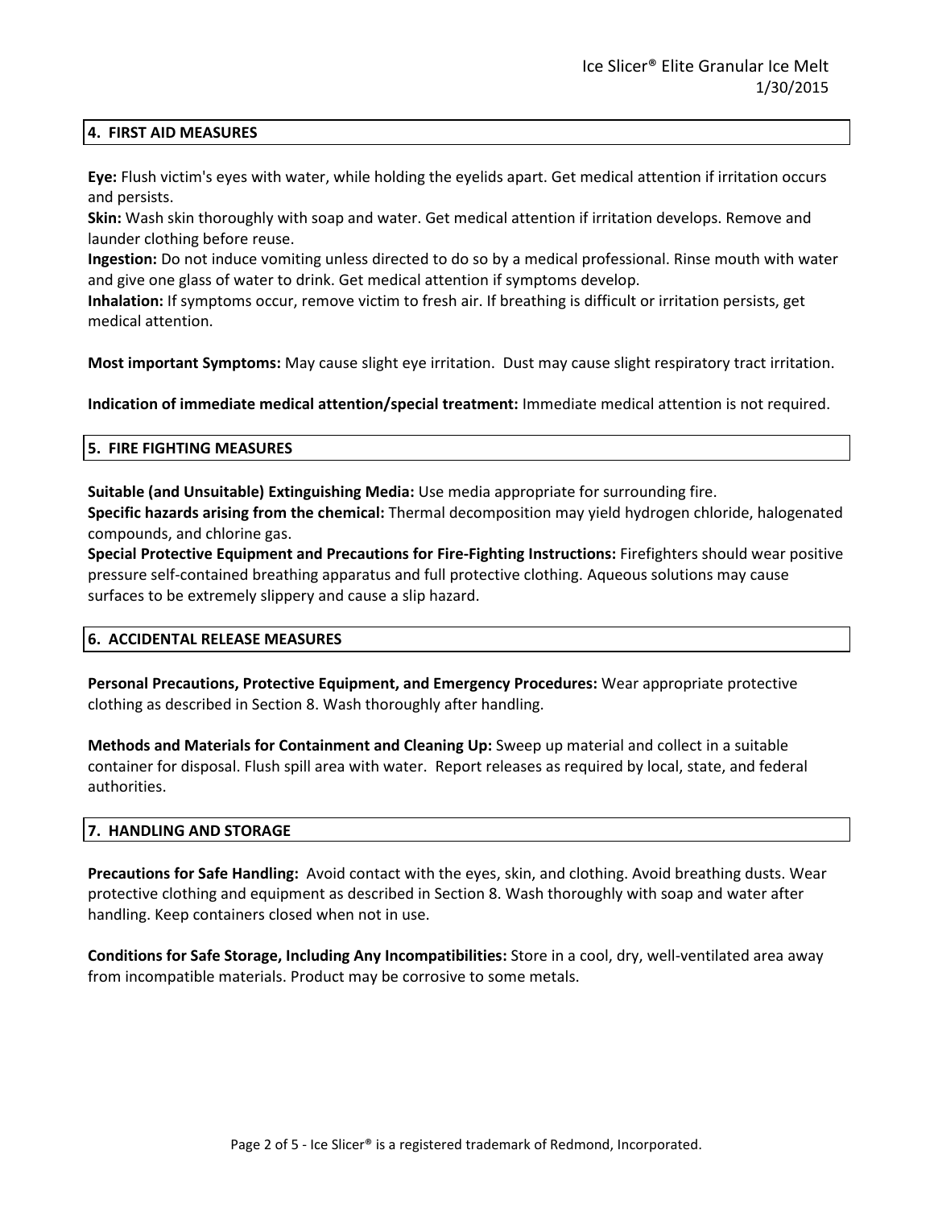## 4. FIRST AID MEASURES

**Eye:** Flush victim's eyes with water, while holding the eyelids apart. Get medical attention if irritation occurs and persists.
**Skin:** Wash skin thoroughly with soap and water. Get medical attention if irritation develops. Remove and launder clothing before reuse.
**Ingestion:** Do not induce vomiting unless directed to do so by a medical professional. Rinse mouth with water and give one glass of water to drink. Get medical attention if symptoms develop.
**Inhalation:** If symptoms occur, remove victim to fresh air. If breathing is difficult or irritation persists, get medical attention.

**Most important Symptoms:** May cause slight eye irritation. Dust may cause slight respiratory tract irritation.

**Indication of immediate medical attention/special treatment:** Immediate medical attention is not required.

## 5. FIRE FIGHTING MEASURES

**Suitable (and Unsuitable) Extinguishing Media:** Use media appropriate for surrounding fire.
**Specific hazards arising from the chemical:** Thermal decomposition may yield hydrogen chloride, halogenated compounds, and chlorine gas.
**Special Protective Equipment and Precautions for Fire-Fighting Instructions:** Firefighters should wear positive pressure self-contained breathing apparatus and full protective clothing. Aqueous solutions may cause surfaces to be extremely slippery and cause a slip hazard.

## 6. ACCIDENTAL RELEASE MEASURES

**Personal Precautions, Protective Equipment, and Emergency Procedures:** Wear appropriate protective clothing as described in Section 8. Wash thoroughly after handling.

**Methods and Materials for Containment and Cleaning Up:** Sweep up material and collect in a suitable container for disposal. Flush spill area with water. Report releases as required by local, state, and federal authorities.

## 7. HANDLING AND STORAGE

**Precautions for Safe Handling:** Avoid contact with the eyes, skin, and clothing. Avoid breathing dusts. Wear protective clothing and equipment as described in Section 8. Wash thoroughly with soap and water after handling. Keep containers closed when not in use.

**Conditions for Safe Storage, Including Any Incompatibilities:** Store in a cool, dry, well-ventilated area away from incompatible materials. Product may be corrosive to some metals.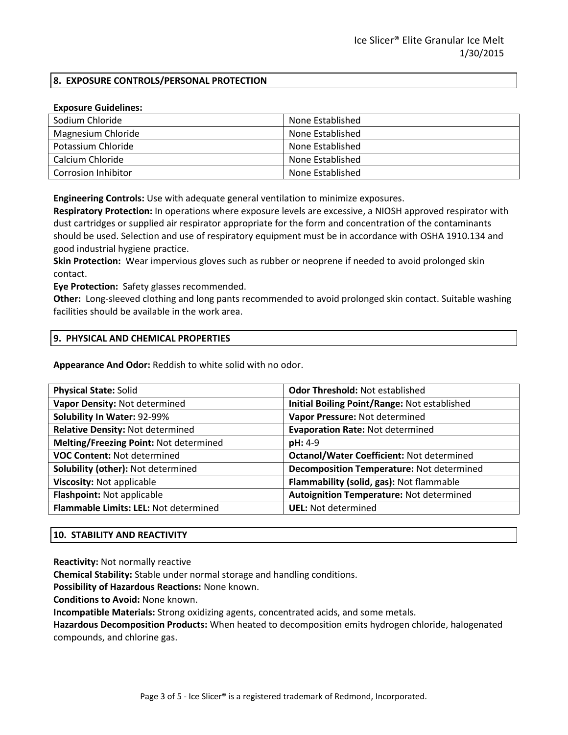## 8. EXPOSURE CONTROLS/PERSONAL PROTECTION

**Exposure Guidelines:**

| | |
|---|---|
| Sodium Chloride | None Established |
| Magnesium Chloride | None Established |
| Potassium Chloride | None Established |
| Calcium Chloride | None Established |
| Corrosion Inhibitor | None Established |

**Engineering Controls:** Use with adequate general ventilation to minimize exposures.
**Respiratory Protection:** In operations where exposure levels are excessive, a NIOSH approved respirator with dust cartridges or supplied air respirator appropriate for the form and concentration of the contaminants should be used. Selection and use of respiratory equipment must be in accordance with OSHA 1910.134 and good industrial hygiene practice.
**Skin Protection:** Wear impervious gloves such as rubber or neoprene if needed to avoid prolonged skin contact.
**Eye Protection:** Safety glasses recommended.
**Other:** Long-sleeved clothing and long pants recommended to avoid prolonged skin contact. Suitable washing facilities should be available in the work area.

## 9. PHYSICAL AND CHEMICAL PROPERTIES

**Appearance And Odor:** Reddish to white solid with no odor.

| | |
|---|---|
| **Physical State:** Solid | **Odor Threshold:** Not established |
| **Vapor Density:** Not determined | **Initial Boiling Point/Range:** Not established |
| **Solubility In Water:** 92-99% | **Vapor Pressure:** Not determined |
| **Relative Density:** Not determined | **Evaporation Rate:** Not determined |
| **Melting/Freezing Point:** Not determined | **pH:** 4-9 |
| **VOC Content:** Not determined | **Octanol/Water Coefficient:** Not determined |
| **Solubility (other):** Not determined | **Decomposition Temperature:** Not determined |
| **Viscosity:** Not applicable | **Flammability (solid, gas):** Not flammable |
| **Flashpoint:** Not applicable | **Autoignition Temperature:** Not determined |
| **Flammable Limits: LEL:** Not determined | **UEL:** Not determined |

## 10. STABILITY AND REACTIVITY

**Reactivity:** Not normally reactive
**Chemical Stability:** Stable under normal storage and handling conditions.
**Possibility of Hazardous Reactions:** None known.
**Conditions to Avoid:** None known.
**Incompatible Materials:** Strong oxidizing agents, concentrated acids, and some metals.
**Hazardous Decomposition Products:** When heated to decomposition emits hydrogen chloride, halogenated compounds, and chlorine gas.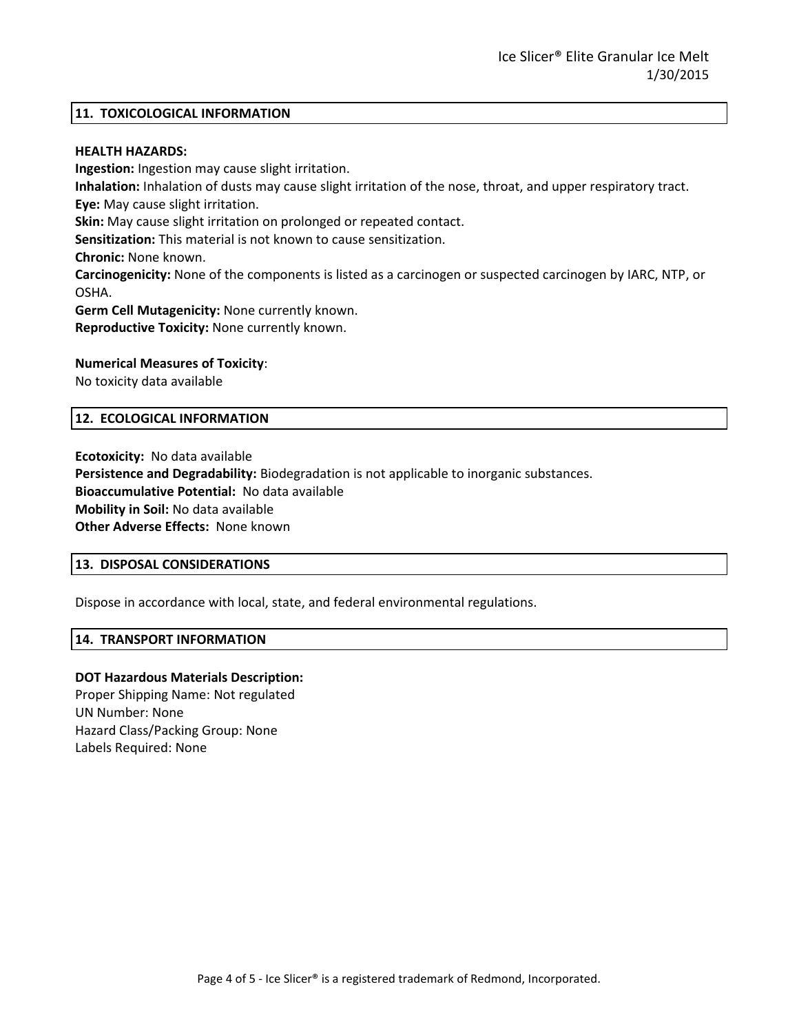## 11. TOXICOLOGICAL INFORMATION

**HEALTH HAZARDS:**

**Ingestion:** Ingestion may cause slight irritation.
**Inhalation:** Inhalation of dusts may cause slight irritation of the nose, throat, and upper respiratory tract.
**Eye:** May cause slight irritation.
**Skin:** May cause slight irritation on prolonged or repeated contact.
**Sensitization:** This material is not known to cause sensitization.
**Chronic:** None known.
**Carcinogenicity:** None of the components is listed as a carcinogen or suspected carcinogen by IARC, NTP, or OSHA.
**Germ Cell Mutagenicity:** None currently known.
**Reproductive Toxicity:** None currently known.

**Numerical Measures of Toxicity**:
No toxicity data available

## 12. ECOLOGICAL INFORMATION

**Ecotoxicity:** No data available
**Persistence and Degradability:** Biodegradation is not applicable to inorganic substances.
**Bioaccumulative Potential:** No data available
**Mobility in Soil:** No data available
**Other Adverse Effects:** None known

## 13. DISPOSAL CONSIDERATIONS

Dispose in accordance with local, state, and federal environmental regulations.

## 14. TRANSPORT INFORMATION

**DOT Hazardous Materials Description:**
Proper Shipping Name: Not regulated
UN Number: None
Hazard Class/Packing Group: None
Labels Required: None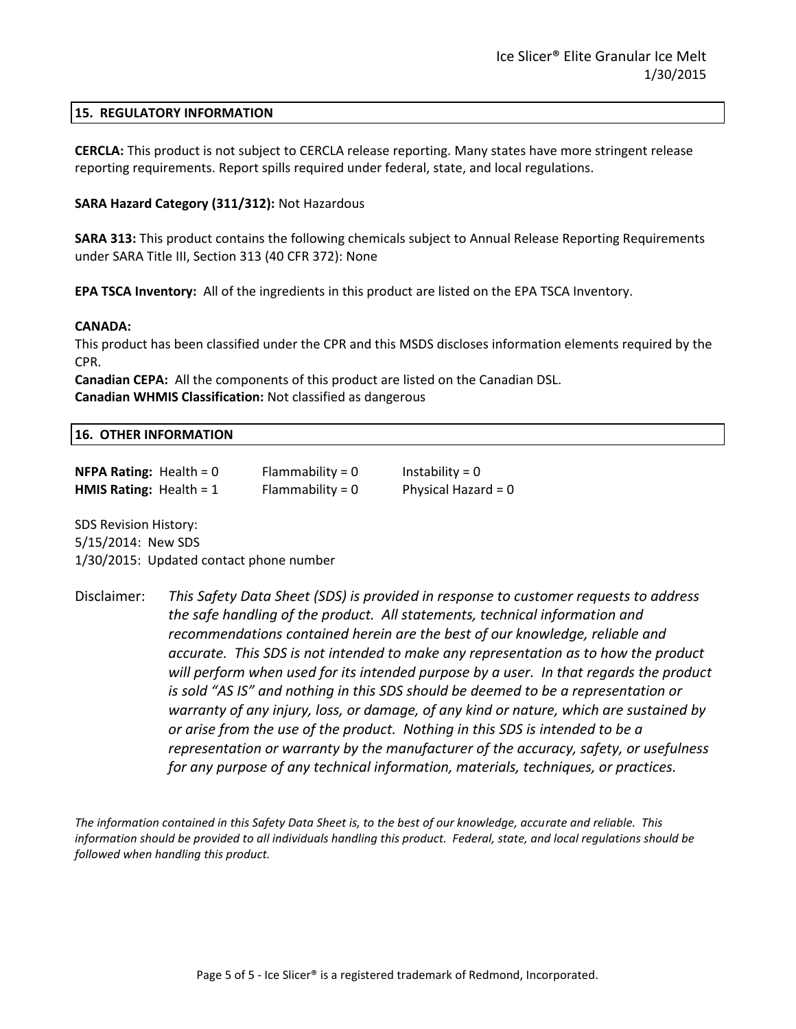## 15. REGULATORY INFORMATION

**CERCLA:** This product is not subject to CERCLA release reporting. Many states have more stringent release reporting requirements. Report spills required under federal, state, and local regulations.

**SARA Hazard Category (311/312):** Not Hazardous

**SARA 313:** This product contains the following chemicals subject to Annual Release Reporting Requirements under SARA Title III, Section 313 (40 CFR 372): None

**EPA TSCA Inventory:** All of the ingredients in this product are listed on the EPA TSCA Inventory.

**CANADA:**
This product has been classified under the CPR and this MSDS discloses information elements required by the CPR.
**Canadian CEPA:** All the components of this product are listed on the Canadian DSL.
**Canadian WHMIS Classification:** Not classified as dangerous

## 16. OTHER INFORMATION

| | | |
|---|---|---|
| **NFPA Rating:** Health = 0 | Flammability = 0 | Instability = 0 |
| **HMIS Rating:** Health = 1 | Flammability = 0 | Physical Hazard = 0 |

SDS Revision History:
5/15/2014: New SDS
1/30/2015: Updated contact phone number

Disclaimer: *This Safety Data Sheet (SDS) is provided in response to customer requests to address the safe handling of the product. All statements, technical information and recommendations contained herein are the best of our knowledge, reliable and accurate. This SDS is not intended to make any representation as to how the product will perform when used for its intended purpose by a user. In that regards the product is sold "AS IS" and nothing in this SDS should be deemed to be a representation or warranty of any injury, loss, or damage, of any kind or nature, which are sustained by or arise from the use of the product. Nothing in this SDS is intended to be a representation or warranty by the manufacturer of the accuracy, safety, or usefulness for any purpose of any technical information, materials, techniques, or practices.*

*The information contained in this Safety Data Sheet is, to the best of our knowledge, accurate and reliable. This information should be provided to all individuals handling this product. Federal, state, and local regulations should be followed when handling this product.*